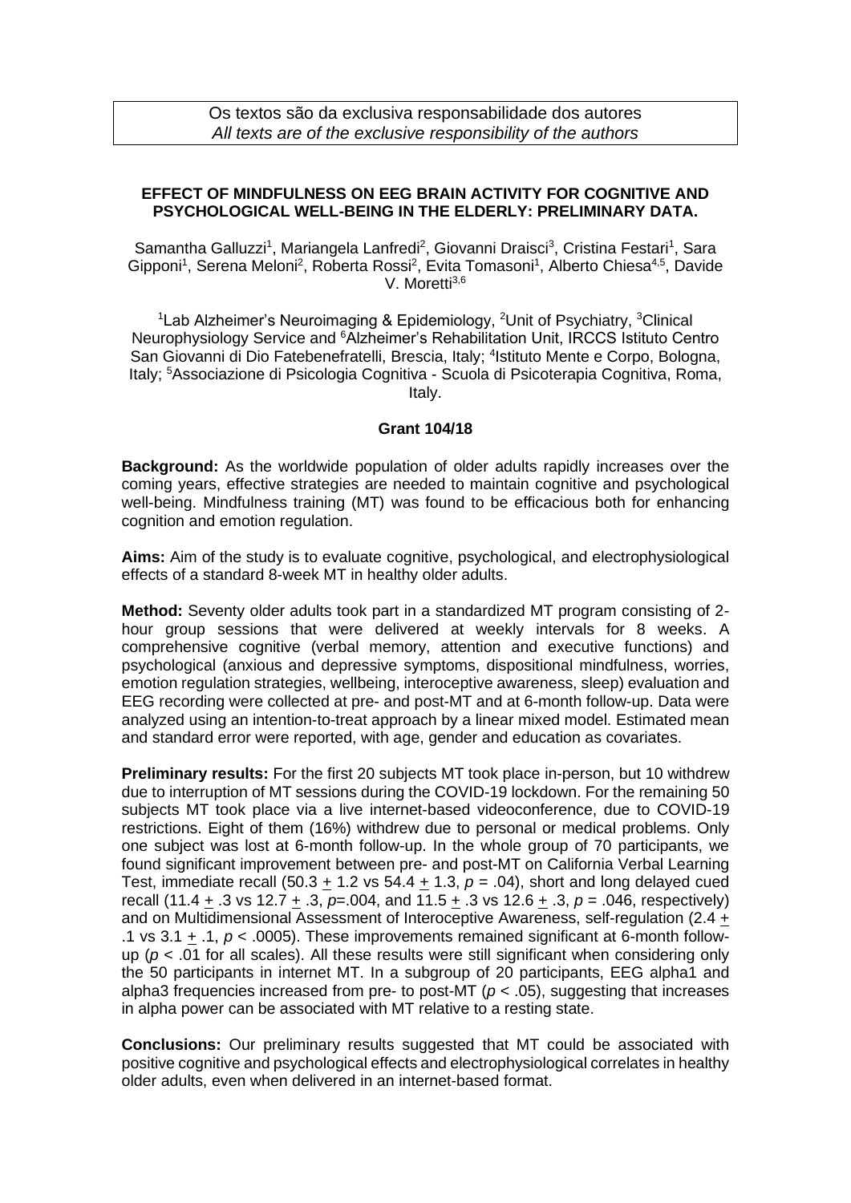Os textos são da exclusiva responsabilidade dos autores
*All texts are of the exclusive responsibility of the authors*

## EFFECT OF MINDFULNESS ON EEG BRAIN ACTIVITY FOR COGNITIVE AND PSYCHOLOGICAL WELL-BEING IN THE ELDERLY: PRELIMINARY DATA.

Samantha Galluzzi[1], Mariangela Lanfredi[2], Giovanni Draisci[3], Cristina Festari[1], Sara Gipponi[1], Serena Meloni[2], Roberta Rossi[2], Evita Tomasoni[1], Alberto Chiesa[4,5], Davide V. Moretti[3,6]

[1]Lab Alzheimer's Neuroimaging & Epidemiology, [2]Unit of Psychiatry, [3]Clinical Neurophysiology Service and [6]Alzheimer's Rehabilitation Unit, IRCCS Istituto Centro San Giovanni di Dio Fatebenefratelli, Brescia, Italy; [4]Istituto Mente e Corpo, Bologna, Italy; [5]Associazione di Psicologia Cognitiva - Scuola di Psicoterapia Cognitiva, Roma, Italy.

**Grant 104/18**

**Background:** As the worldwide population of older adults rapidly increases over the coming years, effective strategies are needed to maintain cognitive and psychological well-being. Mindfulness training (MT) was found to be efficacious both for enhancing cognition and emotion regulation.

**Aims:** Aim of the study is to evaluate cognitive, psychological, and electrophysiological effects of a standard 8-week MT in healthy older adults.

**Method:** Seventy older adults took part in a standardized MT program consisting of 2-hour group sessions that were delivered at weekly intervals for 8 weeks. A comprehensive cognitive (verbal memory, attention and executive functions) and psychological (anxious and depressive symptoms, dispositional mindfulness, worries, emotion regulation strategies, wellbeing, interoceptive awareness, sleep) evaluation and EEG recording were collected at pre- and post-MT and at 6-month follow-up. Data were analyzed using an intention-to-treat approach by a linear mixed model. Estimated mean and standard error were reported, with age, gender and education as covariates.

**Preliminary results:** For the first 20 subjects MT took place in-person, but 10 withdrew due to interruption of MT sessions during the COVID-19 lockdown. For the remaining 50 subjects MT took place via a live internet-based videoconference, due to COVID-19 restrictions. Eight of them (16%) withdrew due to personal or medical problems. Only one subject was lost at 6-month follow-up. In the whole group of 70 participants, we found significant improvement between pre- and post-MT on California Verbal Learning Test, immediate recall ($50.3 \pm 1.2$ vs $54.4 \pm 1.3$, $p = .04$), short and long delayed cued recall ($11.4 \pm .3$ vs $12.7 \pm .3$, $p = .004$, and $11.5 \pm .3$ vs $12.6 \pm .3$, $p = .046$, respectively) and on Multidimensional Assessment of Interoceptive Awareness, self-regulation ($2.4 \pm .1$ vs $3.1 \pm .1$, $p < .0005$). These improvements remained significant at 6-month follow-up ($p < .01$ for all scales). All these results were still significant when considering only the 50 participants in internet MT. In a subgroup of 20 participants, EEG alpha1 and alpha3 frequencies increased from pre- to post-MT ($p < .05$), suggesting that increases in alpha power can be associated with MT relative to a resting state.

**Conclusions:** Our preliminary results suggested that MT could be associated with positive cognitive and psychological effects and electrophysiological correlates in healthy older adults, even when delivered in an internet-based format.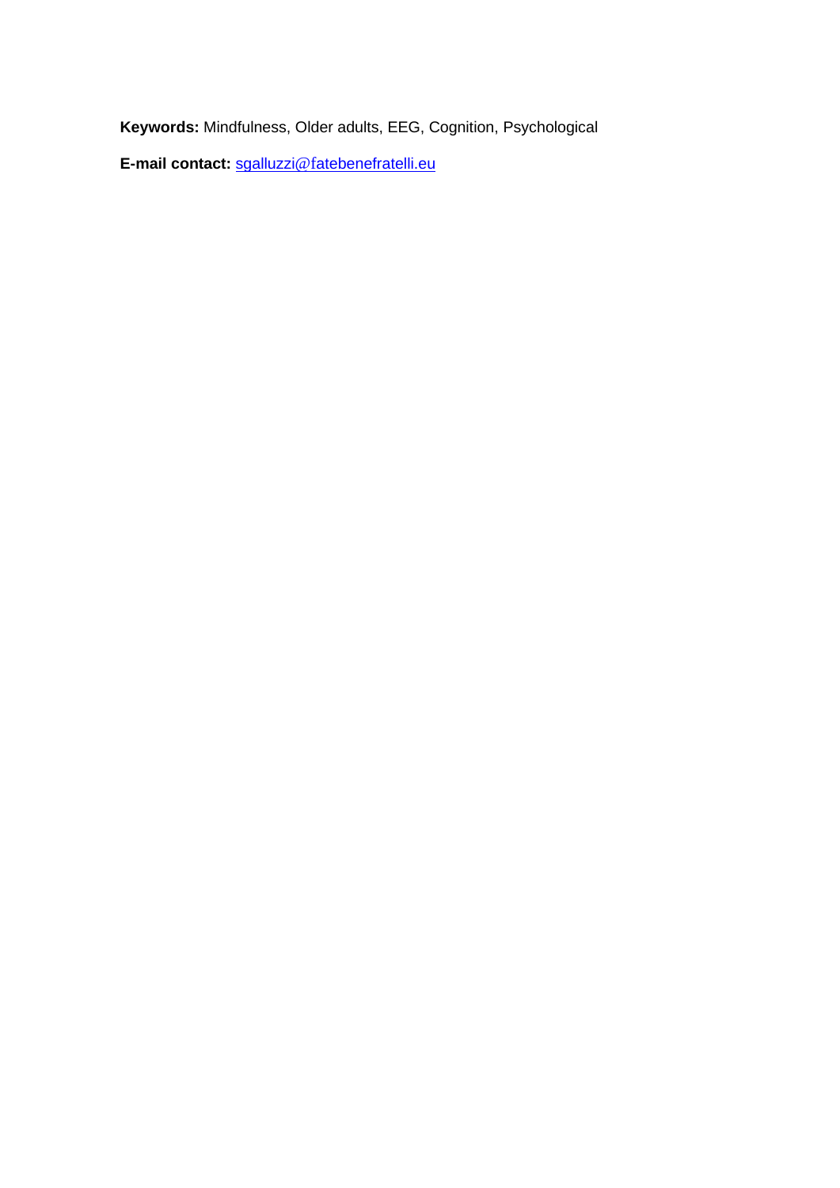**Keywords:** Mindfulness, Older adults, EEG, Cognition, Psychological

**E-mail contact:** sgalluzzi@fatebenefratelli.eu